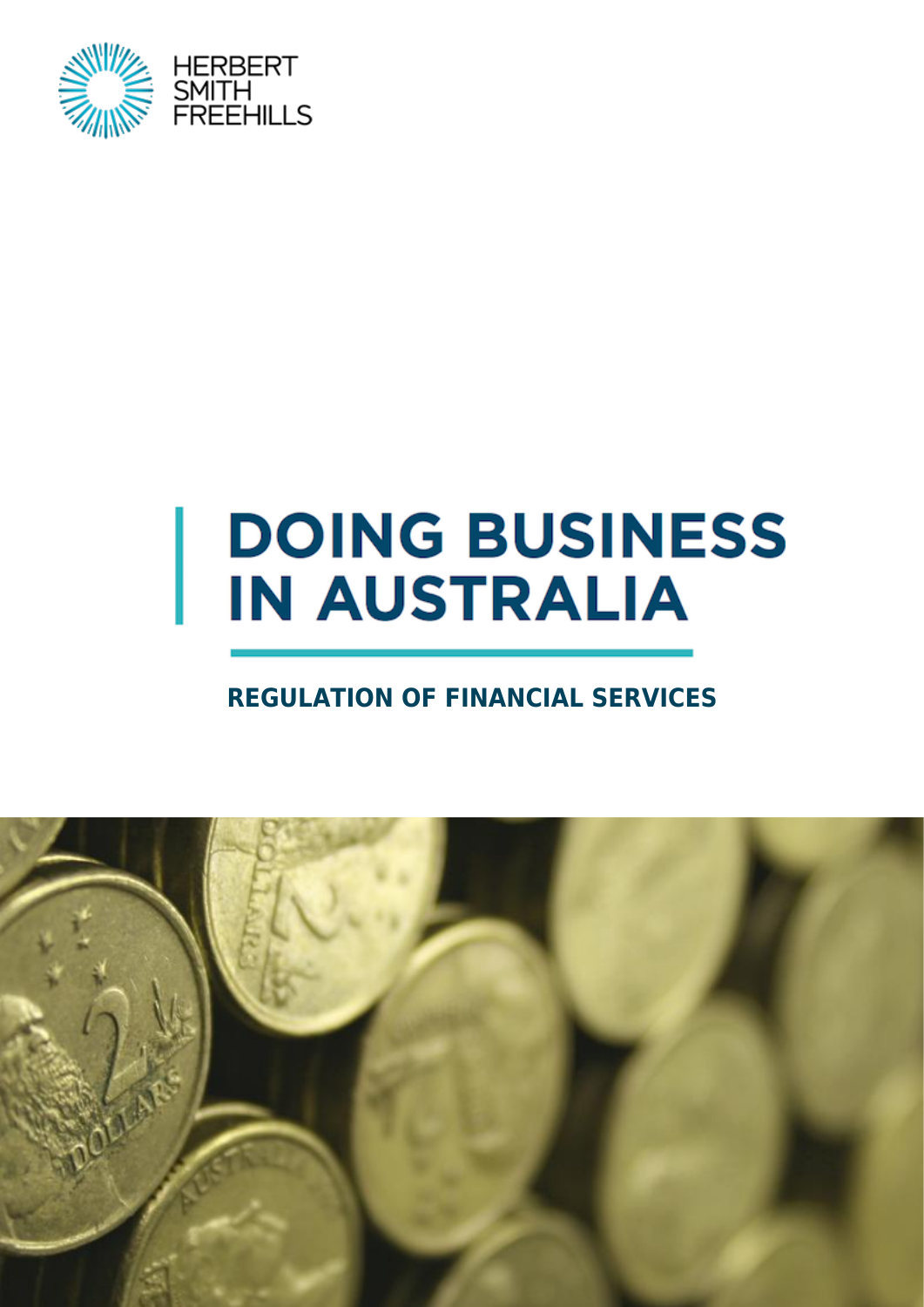HERBERT SMITH FREEHILLS

# DOING BUSINESS IN AUSTRALIA

## REGULATION OF FINANCIAL SERVICES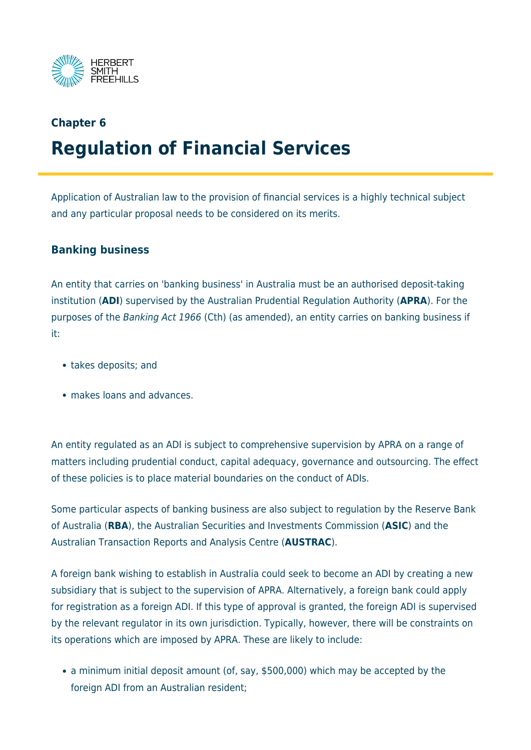## Chapter 6

# Regulation of Financial Services

Application of Australian law to the provision of financial services is a highly technical subject and any particular proposal needs to be considered on its merits.

### Banking business

An entity that carries on 'banking business' in Australia must be an authorised deposit-taking institution (**ADI**) supervised by the Australian Prudential Regulation Authority (**APRA**). For the purposes of the *Banking Act 1966* (Cth) (as amended), an entity carries on banking business if it:

- takes deposits; and
- makes loans and advances.

An entity regulated as an ADI is subject to comprehensive supervision by APRA on a range of matters including prudential conduct, capital adequacy, governance and outsourcing. The effect of these policies is to place material boundaries on the conduct of ADIs.

Some particular aspects of banking business are also subject to regulation by the Reserve Bank of Australia (**RBA**), the Australian Securities and Investments Commission (**ASIC**) and the Australian Transaction Reports and Analysis Centre (**AUSTRAC**).

A foreign bank wishing to establish in Australia could seek to become an ADI by creating a new subsidiary that is subject to the supervision of APRA. Alternatively, a foreign bank could apply for registration as a foreign ADI. If this type of approval is granted, the foreign ADI is supervised by the relevant regulator in its own jurisdiction. Typically, however, there will be constraints on its operations which are imposed by APRA. These are likely to include:

- a minimum initial deposit amount (of, say, $500,000) which may be accepted by the foreign ADI from an Australian resident;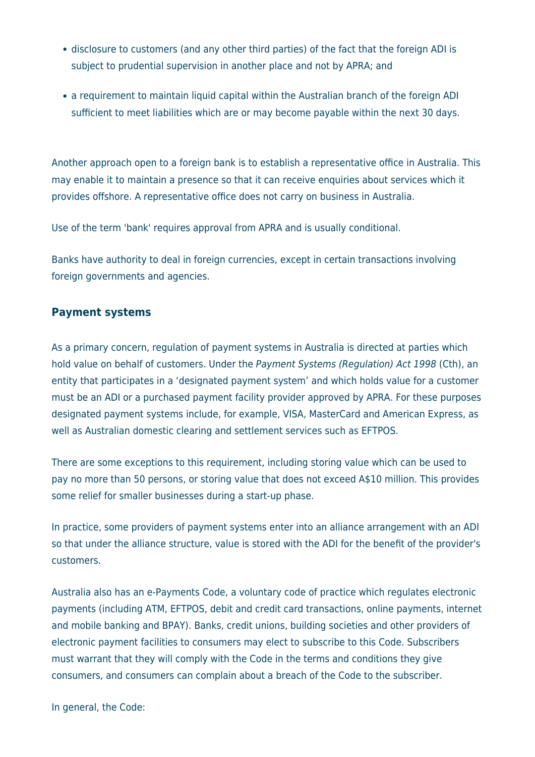- disclosure to customers (and any other third parties) of the fact that the foreign ADI is subject to prudential supervision in another place and not by APRA; and
- a requirement to maintain liquid capital within the Australian branch of the foreign ADI sufficient to meet liabilities which are or may become payable within the next 30 days.

Another approach open to a foreign bank is to establish a representative office in Australia. This may enable it to maintain a presence so that it can receive enquiries about services which it provides offshore. A representative office does not carry on business in Australia.

Use of the term 'bank' requires approval from APRA and is usually conditional.

Banks have authority to deal in foreign currencies, except in certain transactions involving foreign governments and agencies.

### Payment systems

As a primary concern, regulation of payment systems in Australia is directed at parties which hold value on behalf of customers. Under the *Payment Systems (Regulation) Act 1998* (Cth), an entity that participates in a 'designated payment system' and which holds value for a customer must be an ADI or a purchased payment facility provider approved by APRA. For these purposes designated payment systems include, for example, VISA, MasterCard and American Express, as well as Australian domestic clearing and settlement services such as EFTPOS.

There are some exceptions to this requirement, including storing value which can be used to pay no more than 50 persons, or storing value that does not exceed A$10 million. This provides some relief for smaller businesses during a start-up phase.

In practice, some providers of payment systems enter into an alliance arrangement with an ADI so that under the alliance structure, value is stored with the ADI for the benefit of the provider's customers.

Australia also has an e-Payments Code, a voluntary code of practice which regulates electronic payments (including ATM, EFTPOS, debit and credit card transactions, online payments, internet and mobile banking and BPAY). Banks, credit unions, building societies and other providers of electronic payment facilities to consumers may elect to subscribe to this Code. Subscribers must warrant that they will comply with the Code in the terms and conditions they give consumers, and consumers can complain about a breach of the Code to the subscriber.

In general, the Code: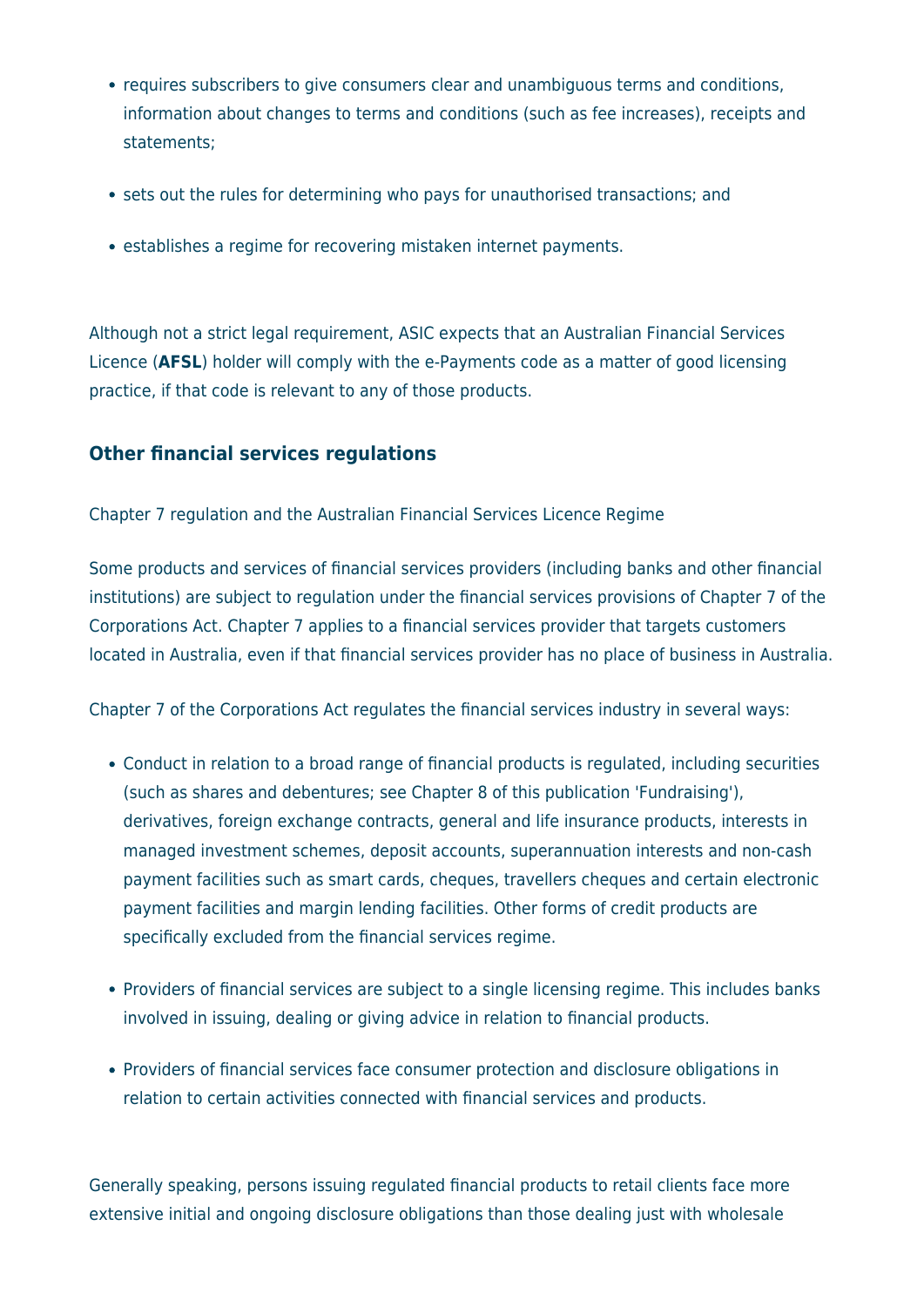- requires subscribers to give consumers clear and unambiguous terms and conditions, information about changes to terms and conditions (such as fee increases), receipts and statements;
- sets out the rules for determining who pays for unauthorised transactions; and
- establishes a regime for recovering mistaken internet payments.

Although not a strict legal requirement, ASIC expects that an Australian Financial Services Licence (**AFSL**) holder will comply with the e-Payments code as a matter of good licensing practice, if that code is relevant to any of those products.

### Other financial services regulations

Chapter 7 regulation and the Australian Financial Services Licence Regime

Some products and services of financial services providers (including banks and other financial institutions) are subject to regulation under the financial services provisions of Chapter 7 of the Corporations Act. Chapter 7 applies to a financial services provider that targets customers located in Australia, even if that financial services provider has no place of business in Australia.

Chapter 7 of the Corporations Act regulates the financial services industry in several ways:

- Conduct in relation to a broad range of financial products is regulated, including securities (such as shares and debentures; see Chapter 8 of this publication 'Fundraising'), derivatives, foreign exchange contracts, general and life insurance products, interests in managed investment schemes, deposit accounts, superannuation interests and non-cash payment facilities such as smart cards, cheques, travellers cheques and certain electronic payment facilities and margin lending facilities. Other forms of credit products are specifically excluded from the financial services regime.
- Providers of financial services are subject to a single licensing regime. This includes banks involved in issuing, dealing or giving advice in relation to financial products.
- Providers of financial services face consumer protection and disclosure obligations in relation to certain activities connected with financial services and products.

Generally speaking, persons issuing regulated financial products to retail clients face more extensive initial and ongoing disclosure obligations than those dealing just with wholesale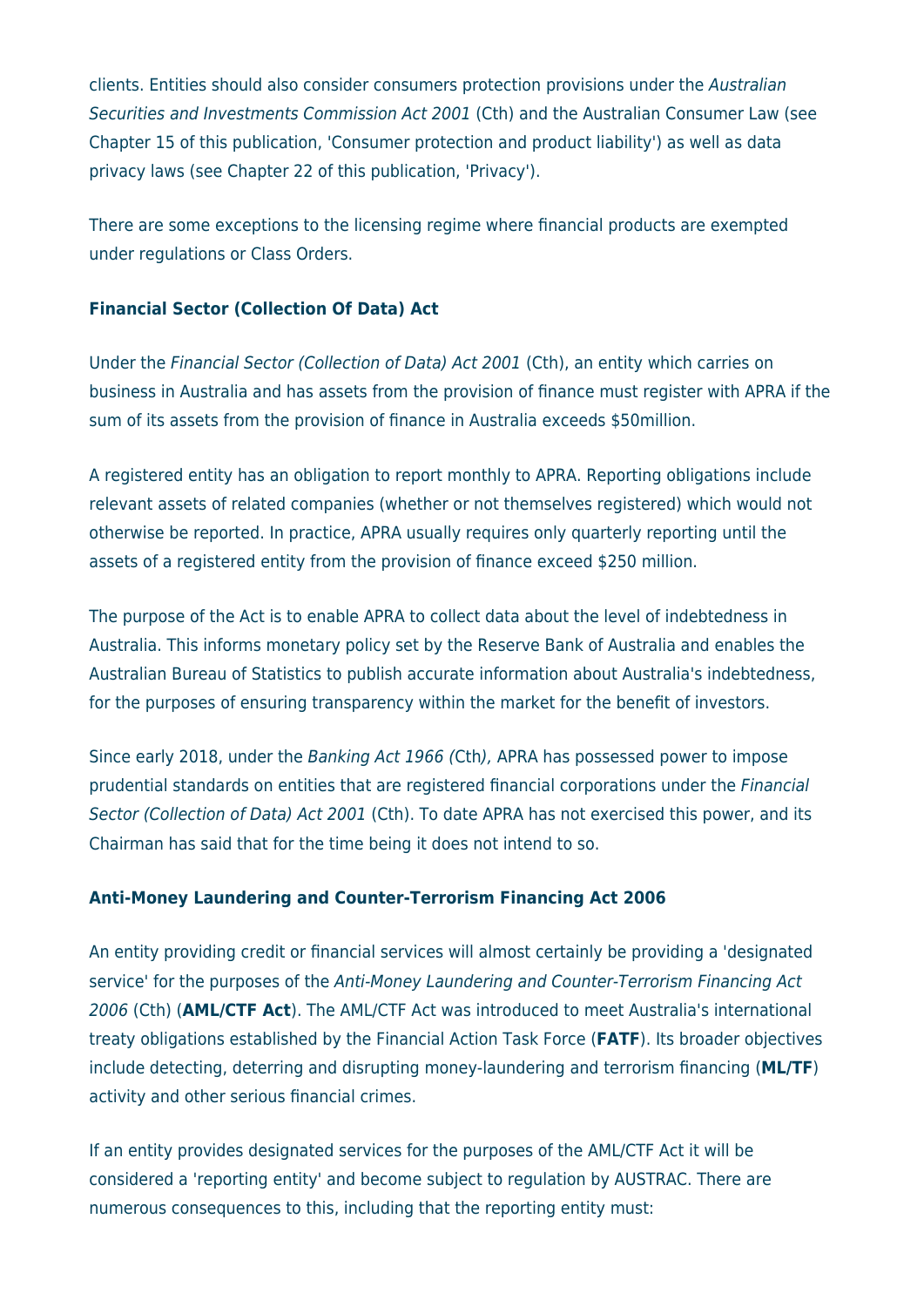clients. Entities should also consider consumers protection provisions under the *Australian Securities and Investments Commission Act 2001* (Cth) and the Australian Consumer Law (see Chapter 15 of this publication, 'Consumer protection and product liability') as well as data privacy laws (see Chapter 22 of this publication, 'Privacy').

There are some exceptions to the licensing regime where financial products are exempted under regulations or Class Orders.

**Financial Sector (Collection Of Data) Act**

Under the *Financial Sector (Collection of Data) Act 2001* (Cth), an entity which carries on business in Australia and has assets from the provision of finance must register with APRA if the sum of its assets from the provision of finance in Australia exceeds $50million.

A registered entity has an obligation to report monthly to APRA. Reporting obligations include relevant assets of related companies (whether or not themselves registered) which would not otherwise be reported. In practice, APRA usually requires only quarterly reporting until the assets of a registered entity from the provision of finance exceed $250 million.

The purpose of the Act is to enable APRA to collect data about the level of indebtedness in Australia. This informs monetary policy set by the Reserve Bank of Australia and enables the Australian Bureau of Statistics to publish accurate information about Australia's indebtedness, for the purposes of ensuring transparency within the market for the benefit of investors.

Since early 2018, under the *Banking Act 1966 (*Cth*),* APRA has possessed power to impose prudential standards on entities that are registered financial corporations under the *Financial Sector (Collection of Data) Act 2001* (Cth). To date APRA has not exercised this power, and its Chairman has said that for the time being it does not intend to so.

**Anti-Money Laundering and Counter-Terrorism Financing Act 2006**

An entity providing credit or financial services will almost certainly be providing a 'designated service' for the purposes of the *Anti-Money Laundering and Counter-Terrorism Financing Act 2006* (Cth) (**AML/CTF Act**). The AML/CTF Act was introduced to meet Australia's international treaty obligations established by the Financial Action Task Force (**FATF**). Its broader objectives include detecting, deterring and disrupting money-laundering and terrorism financing (**ML/TF**) activity and other serious financial crimes.

If an entity provides designated services for the purposes of the AML/CTF Act it will be considered a 'reporting entity' and become subject to regulation by AUSTRAC. There are numerous consequences to this, including that the reporting entity must: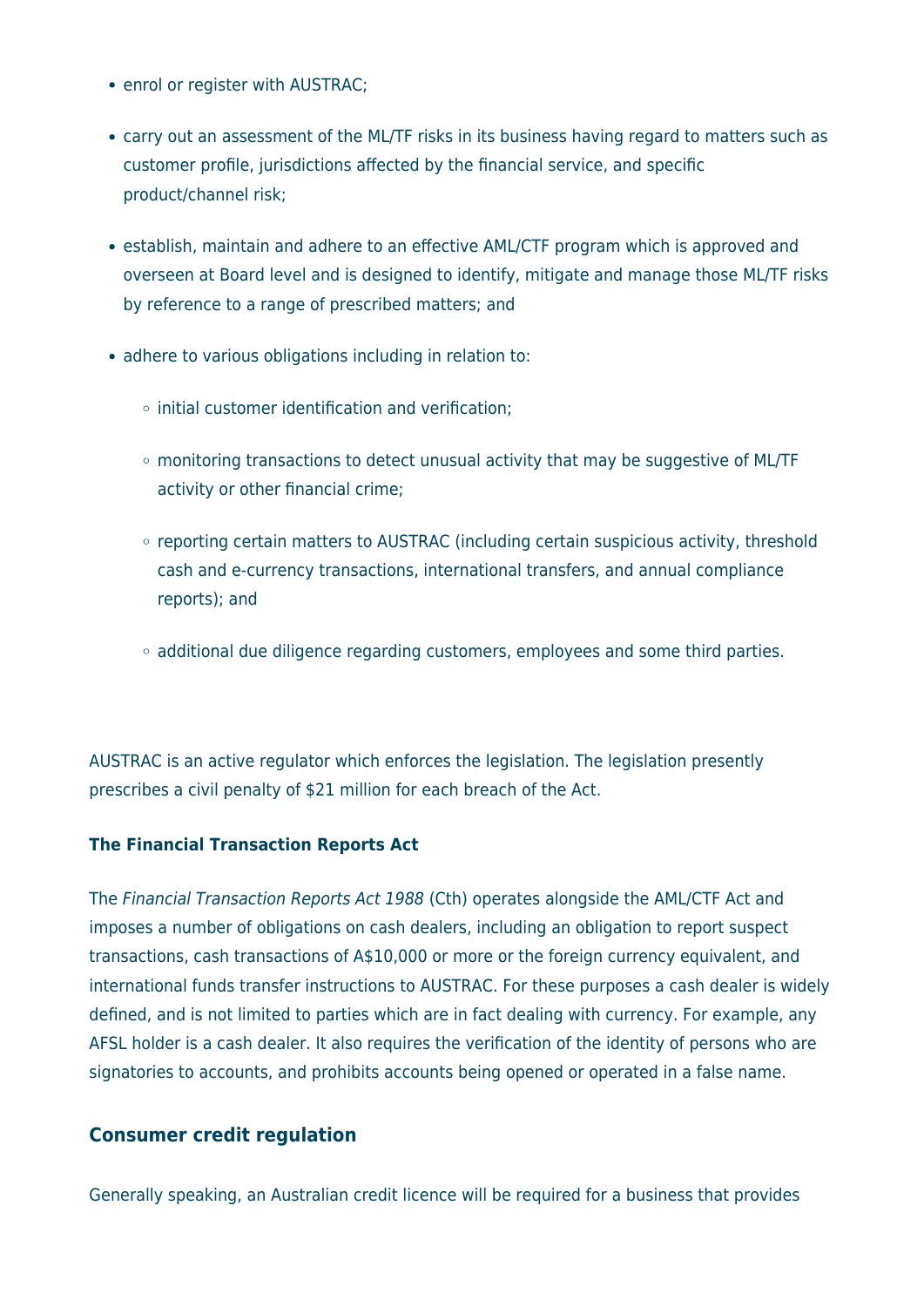- enrol or register with AUSTRAC;
- carry out an assessment of the ML/TF risks in its business having regard to matters such as customer profile, jurisdictions affected by the financial service, and specific product/channel risk;
- establish, maintain and adhere to an effective AML/CTF program which is approved and overseen at Board level and is designed to identify, mitigate and manage those ML/TF risks by reference to a range of prescribed matters; and
- adhere to various obligations including in relation to:
  - initial customer identification and verification;
  - monitoring transactions to detect unusual activity that may be suggestive of ML/TF activity or other financial crime;
  - reporting certain matters to AUSTRAC (including certain suspicious activity, threshold cash and e-currency transactions, international transfers, and annual compliance reports); and
  - additional due diligence regarding customers, employees and some third parties.

AUSTRAC is an active regulator which enforces the legislation. The legislation presently prescribes a civil penalty of $21 million for each breach of the Act.

**The Financial Transaction Reports Act**

The *Financial Transaction Reports Act 1988* (Cth) operates alongside the AML/CTF Act and imposes a number of obligations on cash dealers, including an obligation to report suspect transactions, cash transactions of A$10,000 or more or the foreign currency equivalent, and international funds transfer instructions to AUSTRAC. For these purposes a cash dealer is widely defined, and is not limited to parties which are in fact dealing with currency. For example, any AFSL holder is a cash dealer. It also requires the verification of the identity of persons who are signatories to accounts, and prohibits accounts being opened or operated in a false name.

## Consumer credit regulation

Generally speaking, an Australian credit licence will be required for a business that provides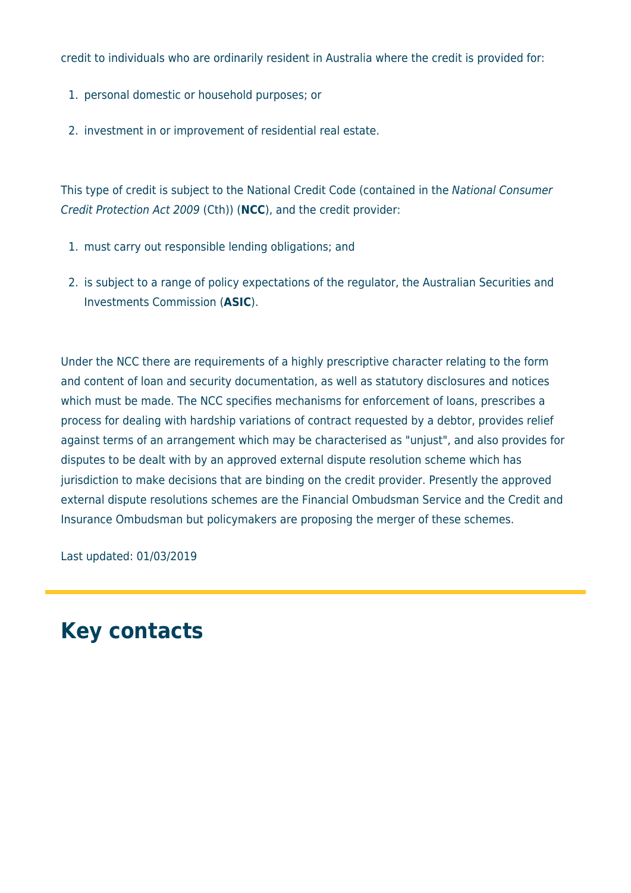credit to individuals who are ordinarily resident in Australia where the credit is provided for:

1. personal domestic or household purposes; or
2. investment in or improvement of residential real estate.

This type of credit is subject to the National Credit Code (contained in the *National Consumer Credit Protection Act 2009* (Cth)) (**NCC**), and the credit provider:

1. must carry out responsible lending obligations; and
2. is subject to a range of policy expectations of the regulator, the Australian Securities and Investments Commission (**ASIC**).

Under the NCC there are requirements of a highly prescriptive character relating to the form and content of loan and security documentation, as well as statutory disclosures and notices which must be made. The NCC specifies mechanisms for enforcement of loans, prescribes a process for dealing with hardship variations of contract requested by a debtor, provides relief against terms of an arrangement which may be characterised as "unjust", and also provides for disputes to be dealt with by an approved external dispute resolution scheme which has jurisdiction to make decisions that are binding on the credit provider. Presently the approved external dispute resolutions schemes are the Financial Ombudsman Service and the Credit and Insurance Ombudsman but policymakers are proposing the merger of these schemes.

Last updated: 01/03/2019

## Key contacts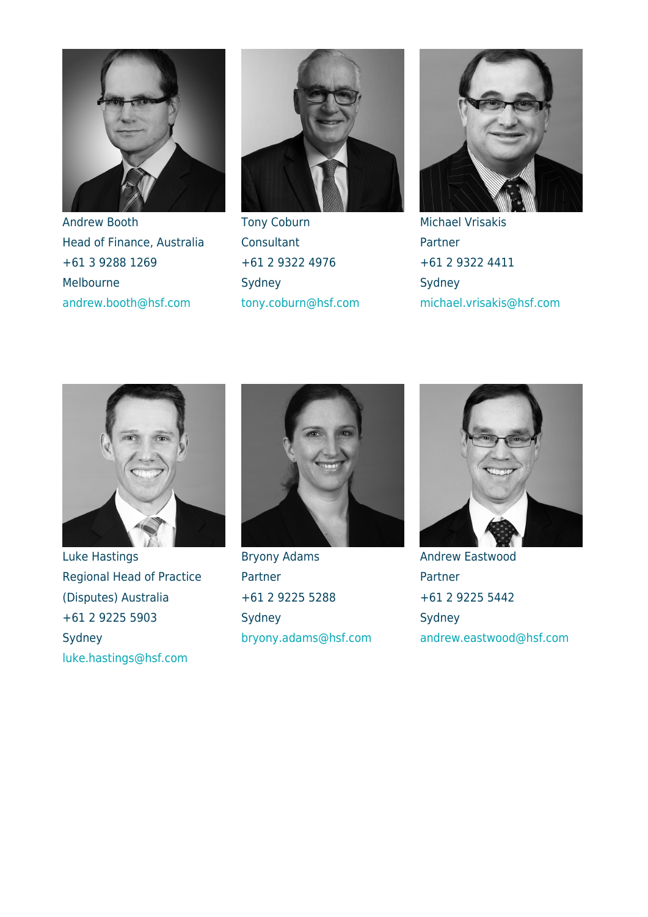Andrew Booth
Head of Finance, Australia
+61 3 9288 1269
Melbourne
andrew.booth@hsf.com

Tony Coburn
Consultant
+61 2 9322 4976
Sydney
tony.coburn@hsf.com

Michael Vrisakis
Partner
+61 2 9322 4411
Sydney
michael.vrisakis@hsf.com

Luke Hastings
Regional Head of Practice (Disputes) Australia
+61 2 9225 5903
Sydney
luke.hastings@hsf.com

Bryony Adams
Partner
+61 2 9225 5288
Sydney
bryony.adams@hsf.com

Andrew Eastwood
Partner
+61 2 9225 5442
Sydney
andrew.eastwood@hsf.com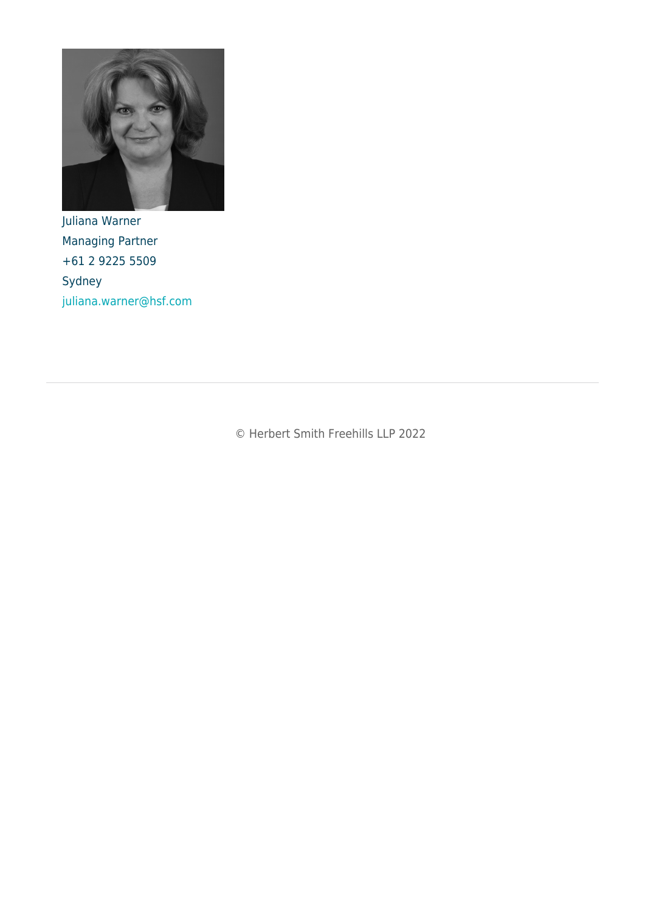Juliana Warner
Managing Partner
+61 2 9225 5509
Sydney
juliana.warner@hsf.com

© Herbert Smith Freehills LLP 2022